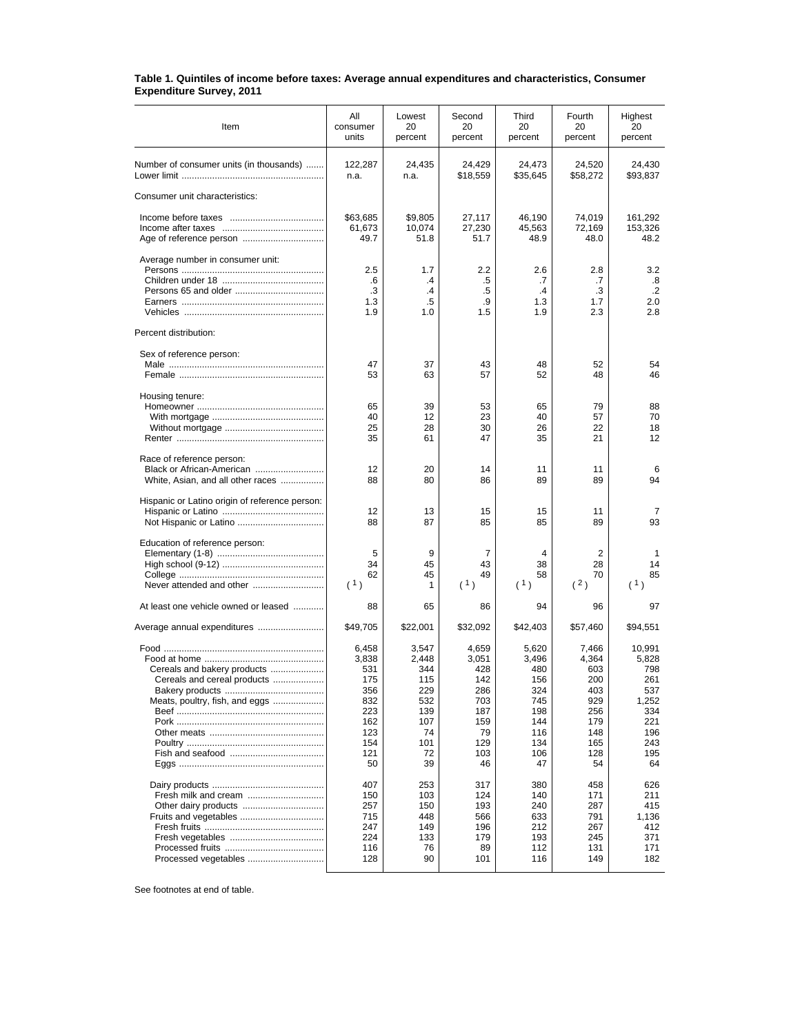**Table 1. Quintiles of income before taxes: Average annual expenditures and characteristics, Consumer Expenditure Survey, 2011**

| Item | All consumer units | Lowest 20 percent | Second 20 percent | Third 20 percent | Fourth 20 percent | Highest 20 percent |
|---|---|---|---|---|---|---|
| Number of consumer units (in thousands) | 122,287 | 24,435 | 24,429 | 24,473 | 24,520 | 24,430 |
| Lower limit | n.a. | n.a. | $18,559 | $35,645 | $58,272 | $93,837 |
| Consumer unit characteristics: | | | | | | |
| Income before taxes | $63,685 | $9,805 | 27,117 | 46,190 | 74,019 | 161,292 |
| Income after taxes | 61,673 | 10,074 | 27,230 | 45,563 | 72,169 | 153,326 |
| Age of reference person | 49.7 | 51.8 | 51.7 | 48.9 | 48.0 | 48.2 |
| Average number in consumer unit: | | | | | | |
| Persons | 2.5 | 1.7 | 2.2 | 2.6 | 2.8 | 3.2 |
| Children under 18 | .6 | .4 | .5 | .7 | .7 | .8 |
| Persons 65 and older | .3 | .4 | .5 | .4 | .3 | .2 |
| Earners | 1.3 | .5 | .9 | 1.3 | 1.7 | 2.0 |
| Vehicles | 1.9 | 1.0 | 1.5 | 1.9 | 2.3 | 2.8 |
| Percent distribution: | | | | | | |
| Sex of reference person: | | | | | | |
| Male | 47 | 37 | 43 | 48 | 52 | 54 |
| Female | 53 | 63 | 57 | 52 | 48 | 46 |
| Housing tenure: | | | | | | |
| Homeowner | 65 | 39 | 53 | 65 | 79 | 88 |
| With mortgage | 40 | 12 | 23 | 40 | 57 | 70 |
| Without mortgage | 25 | 28 | 30 | 26 | 22 | 18 |
| Renter | 35 | 61 | 47 | 35 | 21 | 12 |
| Race of reference person: | | | | | | |
| Black or African-American | 12 | 20 | 14 | 11 | 11 | 6 |
| White, Asian, and all other races | 88 | 80 | 86 | 89 | 89 | 94 |
| Hispanic or Latino origin of reference person: | | | | | | |
| Hispanic or Latino | 12 | 13 | 15 | 15 | 11 | 7 |
| Not Hispanic or Latino | 88 | 87 | 85 | 85 | 89 | 93 |
| Education of reference person: | | | | | | |
| Elementary (1-8) | 5 | 9 | 7 | 4 | 2 | 1 |
| High school (9-12) | 34 | 45 | 43 | 38 | 28 | 14 |
| College | 62 | 45 | 49 | 58 | 70 | 85 |
| Never attended and other | [1] | 1 | [1] | [1] | [2] | [1] |
| At least one vehicle owned or leased | 88 | 65 | 86 | 94 | 96 | 97 |
| Average annual expenditures | $49,705 | $22,001 | $32,092 | $42,403 | $57,460 | $94,551 |
| Food | 6,458 | 3,547 | 4,659 | 5,620 | 7,466 | 10,991 |
| Food at home | 3,838 | 2,448 | 3,051 | 3,496 | 4,364 | 5,828 |
| Cereals and bakery products | 531 | 344 | 428 | 480 | 603 | 798 |
| Cereals and cereal products | 175 | 115 | 142 | 156 | 200 | 261 |
| Bakery products | 356 | 229 | 286 | 324 | 403 | 537 |
| Meats, poultry, fish, and eggs | 832 | 532 | 703 | 745 | 929 | 1,252 |
| Beef | 223 | 139 | 187 | 198 | 256 | 334 |
| Pork | 162 | 107 | 159 | 144 | 179 | 221 |
| Other meats | 123 | 74 | 79 | 116 | 148 | 196 |
| Poultry | 154 | 101 | 129 | 134 | 165 | 243 |
| Fish and seafood | 121 | 72 | 103 | 106 | 128 | 195 |
| Eggs | 50 | 39 | 46 | 47 | 54 | 64 |
| Dairy products | 407 | 253 | 317 | 380 | 458 | 626 |
| Fresh milk and cream | 150 | 103 | 124 | 140 | 171 | 211 |
| Other dairy products | 257 | 150 | 193 | 240 | 287 | 415 |
| Fruits and vegetables | 715 | 448 | 566 | 633 | 791 | 1,136 |
| Fresh fruits | 247 | 149 | 196 | 212 | 267 | 412 |
| Fresh vegetables | 224 | 133 | 179 | 193 | 245 | 371 |
| Processed fruits | 116 | 76 | 89 | 112 | 131 | 171 |
| Processed vegetables | 128 | 90 | 101 | 116 | 149 | 182 |

See footnotes at end of table.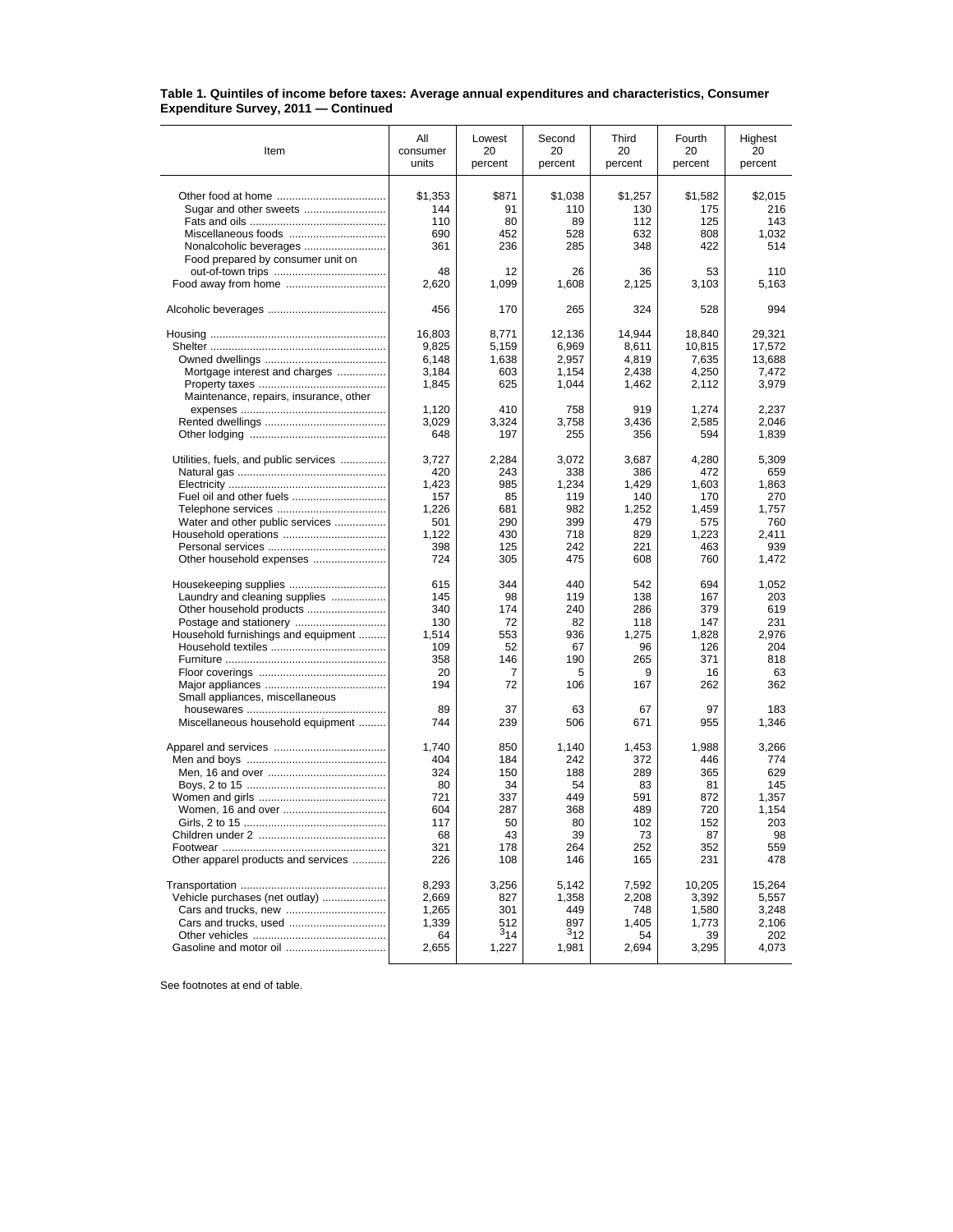**Table 1. Quintiles of income before taxes: Average annual expenditures and characteristics, Consumer Expenditure Survey, 2011 — Continued**

| Item | All consumer units | Lowest 20 percent | Second 20 percent | Third 20 percent | Fourth 20 percent | Highest 20 percent |
|---|---|---|---|---|---|---|
| Other food at home | $1,353 | $871 | $1,038 | $1,257 | $1,582 | $2,015 |
| Sugar and other sweets | 144 | 91 | 110 | 130 | 175 | 216 |
| Fats and oils | 110 | 80 | 89 | 112 | 125 | 143 |
| Miscellaneous foods | 690 | 452 | 528 | 632 | 808 | 1,032 |
| Nonalcoholic beverages | 361 | 236 | 285 | 348 | 422 | 514 |
| Food prepared by consumer unit on out-of-town trips | 48 | 12 | 26 | 36 | 53 | 110 |
| Food away from home | 2,620 | 1,099 | 1,608 | 2,125 | 3,103 | 5,163 |
| | | | | | | |
| Alcoholic beverages | 456 | 170 | 265 | 324 | 528 | 994 |
| | | | | | | |
| Housing | 16,803 | 8,771 | 12,136 | 14,944 | 18,840 | 29,321 |
| Shelter | 9,825 | 5,159 | 6,969 | 8,611 | 10,815 | 17,572 |
| Owned dwellings | 6,148 | 1,638 | 2,957 | 4,819 | 7,635 | 13,688 |
| Mortgage interest and charges | 3,184 | 603 | 1,154 | 2,438 | 4,250 | 7,472 |
| Property taxes | 1,845 | 625 | 1,044 | 1,462 | 2,112 | 3,979 |
| Maintenance, repairs, insurance, other expenses | 1,120 | 410 | 758 | 919 | 1,274 | 2,237 |
| Rented dwellings | 3,029 | 3,324 | 3,758 | 3,436 | 2,585 | 2,046 |
| Other lodging | 648 | 197 | 255 | 356 | 594 | 1,839 |
| | | | | | | |
| Utilities, fuels, and public services | 3,727 | 2,284 | 3,072 | 3,687 | 4,280 | 5,309 |
| Natural gas | 420 | 243 | 338 | 386 | 472 | 659 |
| Electricity | 1,423 | 985 | 1,234 | 1,429 | 1,603 | 1,863 |
| Fuel oil and other fuels | 157 | 85 | 119 | 140 | 170 | 270 |
| Telephone services | 1,226 | 681 | 982 | 1,252 | 1,459 | 1,757 |
| Water and other public services | 501 | 290 | 399 | 479 | 575 | 760 |
| Household operations | 1,122 | 430 | 718 | 829 | 1,223 | 2,411 |
| Personal services | 398 | 125 | 242 | 221 | 463 | 939 |
| Other household expenses | 724 | 305 | 475 | 608 | 760 | 1,472 |
| | | | | | | |
| Housekeeping supplies | 615 | 344 | 440 | 542 | 694 | 1,052 |
| Laundry and cleaning supplies | 145 | 98 | 119 | 138 | 167 | 203 |
| Other household products | 340 | 174 | 240 | 286 | 379 | 619 |
| Postage and stationery | 130 | 72 | 82 | 118 | 147 | 231 |
| Household furnishings and equipment | 1,514 | 553 | 936 | 1,275 | 1,828 | 2,976 |
| Household textiles | 109 | 52 | 67 | 96 | 126 | 204 |
| Furniture | 358 | 146 | 190 | 265 | 371 | 818 |
| Floor coverings | 20 | 7 | 5 | 9 | 16 | 63 |
| Major appliances | 194 | 72 | 106 | 167 | 262 | 362 |
| Small appliances, miscellaneous housewares | 89 | 37 | 63 | 67 | 97 | 183 |
| Miscellaneous household equipment | 744 | 239 | 506 | 671 | 955 | 1,346 |
| | | | | | | |
| Apparel and services | 1,740 | 850 | 1,140 | 1,453 | 1,988 | 3,266 |
| Men and boys | 404 | 184 | 242 | 372 | 446 | 774 |
| Men, 16 and over | 324 | 150 | 188 | 289 | 365 | 629 |
| Boys, 2 to 15 | 80 | 34 | 54 | 83 | 81 | 145 |
| Women and girls | 721 | 337 | 449 | 591 | 872 | 1,357 |
| Women, 16 and over | 604 | 287 | 368 | 489 | 720 | 1,154 |
| Girls, 2 to 15 | 117 | 50 | 80 | 102 | 152 | 203 |
| Children under 2 | 68 | 43 | 39 | 73 | 87 | 98 |
| Footwear | 321 | 178 | 264 | 252 | 352 | 559 |
| Other apparel products and services | 226 | 108 | 146 | 165 | 231 | 478 |
| | | | | | | |
| Transportation | 8,293 | 3,256 | 5,142 | 7,592 | 10,205 | 15,264 |
| Vehicle purchases (net outlay) | 2,669 | 827 | 1,358 | 2,208 | 3,392 | 5,557 |
| Cars and trucks, new | 1,265 | 301 | 449 | 748 | 1,580 | 3,248 |
| Cars and trucks, used | 1,339 | 512 | 897 | 1,405 | 1,773 | 2,106 |
| Other vehicles | 64 | [3]14 | [3]12 | 54 | 39 | 202 |
| Gasoline and motor oil | 2,655 | 1,227 | 1,981 | 2,694 | 3,295 | 4,073 |

See footnotes at end of table.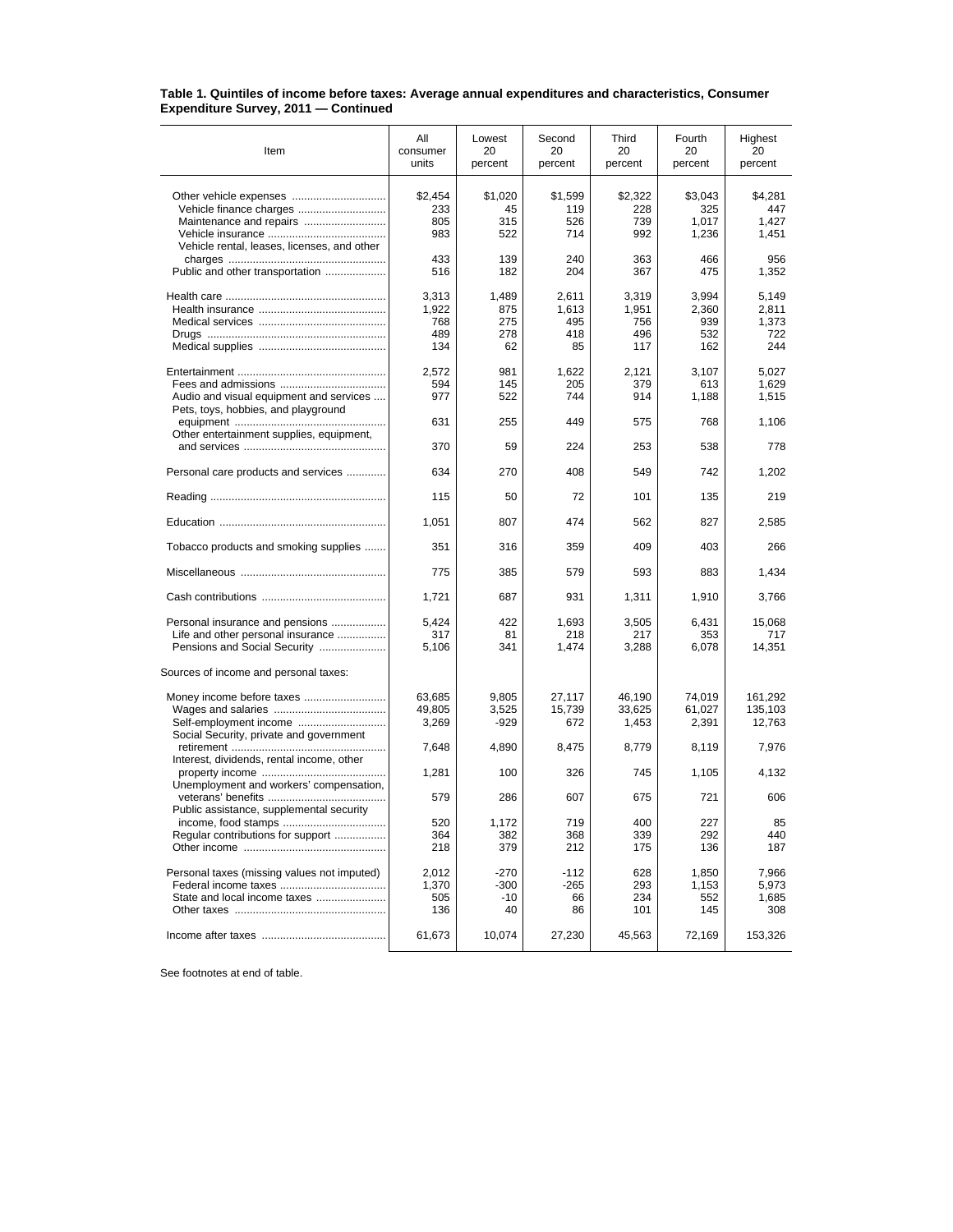**Table 1. Quintiles of income before taxes: Average annual expenditures and characteristics, Consumer Expenditure Survey, 2011 — Continued**

| Item | All consumer units | Lowest 20 percent | Second 20 percent | Third 20 percent | Fourth 20 percent | Highest 20 percent |
|---|---|---|---|---|---|---|
| Other vehicle expenses | $2,454 | $1,020 | $1,599 | $2,322 | $3,043 | $4,281 |
| Vehicle finance charges | 233 | 45 | 119 | 228 | 325 | 447 |
| Maintenance and repairs | 805 | 315 | 526 | 739 | 1,017 | 1,427 |
| Vehicle insurance | 983 | 522 | 714 | 992 | 1,236 | 1,451 |
| Vehicle rental, leases, licenses, and other charges | 433 | 139 | 240 | 363 | 466 | 956 |
| Public and other transportation | 516 | 182 | 204 | 367 | 475 | 1,352 |
| Health care | 3,313 | 1,489 | 2,611 | 3,319 | 3,994 | 5,149 |
| Health insurance | 1,922 | 875 | 1,613 | 1,951 | 2,360 | 2,811 |
| Medical services | 768 | 275 | 495 | 756 | 939 | 1,373 |
| Drugs | 489 | 278 | 418 | 496 | 532 | 722 |
| Medical supplies | 134 | 62 | 85 | 117 | 162 | 244 |
| Entertainment | 2,572 | 981 | 1,622 | 2,121 | 3,107 | 5,027 |
| Fees and admissions | 594 | 145 | 205 | 379 | 613 | 1,629 |
| Audio and visual equipment and services | 977 | 522 | 744 | 914 | 1,188 | 1,515 |
| Pets, toys, hobbies, and playground equipment | 631 | 255 | 449 | 575 | 768 | 1,106 |
| Other entertainment supplies, equipment, and services | 370 | 59 | 224 | 253 | 538 | 778 |
| Personal care products and services | 634 | 270 | 408 | 549 | 742 | 1,202 |
| Reading | 115 | 50 | 72 | 101 | 135 | 219 |
| Education | 1,051 | 807 | 474 | 562 | 827 | 2,585 |
| Tobacco products and smoking supplies | 351 | 316 | 359 | 409 | 403 | 266 |
| Miscellaneous | 775 | 385 | 579 | 593 | 883 | 1,434 |
| Cash contributions | 1,721 | 687 | 931 | 1,311 | 1,910 | 3,766 |
| Personal insurance and pensions | 5,424 | 422 | 1,693 | 3,505 | 6,431 | 15,068 |
| Life and other personal insurance | 317 | 81 | 218 | 217 | 353 | 717 |
| Pensions and Social Security | 5,106 | 341 | 1,474 | 3,288 | 6,078 | 14,351 |
| Sources of income and personal taxes: | | | | | | |
| Money income before taxes | 63,685 | 9,805 | 27,117 | 46,190 | 74,019 | 161,292 |
| Wages and salaries | 49,805 | 3,525 | 15,739 | 33,625 | 61,027 | 135,103 |
| Self-employment income | 3,269 | -929 | 672 | 1,453 | 2,391 | 12,763 |
| Social Security, private and government retirement | 7,648 | 4,890 | 8,475 | 8,779 | 8,119 | 7,976 |
| Interest, dividends, rental income, other property income | 1,281 | 100 | 326 | 745 | 1,105 | 4,132 |
| Unemployment and workers' compensation, veterans' benefits | 579 | 286 | 607 | 675 | 721 | 606 |
| Public assistance, supplemental security income, food stamps | 520 | 1,172 | 719 | 400 | 227 | 85 |
| Regular contributions for support | 364 | 382 | 368 | 339 | 292 | 440 |
| Other income | 218 | 379 | 212 | 175 | 136 | 187 |
| Personal taxes (missing values not imputed) | 2,012 | -270 | -112 | 628 | 1,850 | 7,966 |
| Federal income taxes | 1,370 | -300 | -265 | 293 | 1,153 | 5,973 |
| State and local income taxes | 505 | -10 | 66 | 234 | 552 | 1,685 |
| Other taxes | 136 | 40 | 86 | 101 | 145 | 308 |
| Income after taxes | 61,673 | 10,074 | 27,230 | 45,563 | 72,169 | 153,326 |

See footnotes at end of table.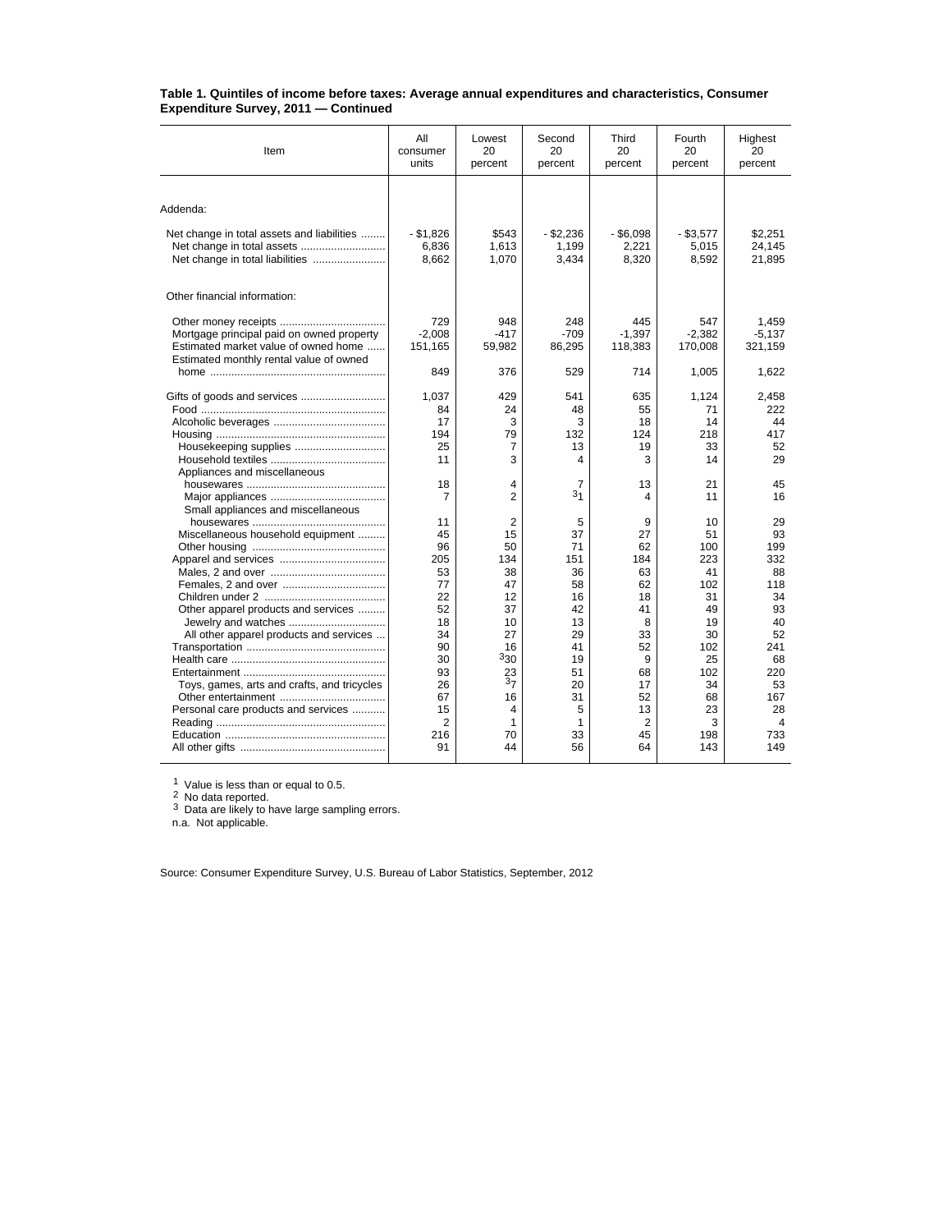**Table 1. Quintiles of income before taxes: Average annual expenditures and characteristics, Consumer Expenditure Survey, 2011 — Continued**

| Item | All consumer units | Lowest 20 percent | Second 20 percent | Third 20 percent | Fourth 20 percent | Highest 20 percent |
|---|---|---|---|---|---|---|
| Addenda: | | | | | | |
| Net change in total assets and liabilities | - $1,826 | $543 | - $2,236 | - $6,098 | - $3,577 | $2,251 |
| Net change in total assets | 6,836 | 1,613 | 1,199 | 2,221 | 5,015 | 24,145 |
| Net change in total liabilities | 8,662 | 1,070 | 3,434 | 8,320 | 8,592 | 21,895 |
| Other financial information: | | | | | | |
| Other money receipts | 729 | 948 | 248 | 445 | 547 | 1,459 |
| Mortgage principal paid on owned property | -2,008 | -417 | -709 | -1,397 | -2,382 | -5,137 |
| Estimated market value of owned home | 151,165 | 59,982 | 86,295 | 118,383 | 170,008 | 321,159 |
| Estimated monthly rental value of owned home | 849 | 376 | 529 | 714 | 1,005 | 1,622 |
| Gifts of goods and services | 1,037 | 429 | 541 | 635 | 1,124 | 2,458 |
| Food | 84 | 24 | 48 | 55 | 71 | 222 |
| Alcoholic beverages | 17 | 3 | 3 | 18 | 14 | 44 |
| Housing | 194 | 79 | 132 | 124 | 218 | 417 |
| Housekeeping supplies | 25 | 7 | 13 | 19 | 33 | 52 |
| Household textiles | 11 | 3 | 4 | 3 | 14 | 29 |
| Appliances and miscellaneous housewares | 18 | 4 | 7 | 13 | 21 | 45 |
| Major appliances | 7 | 2 | [3]1 | 4 | 11 | 16 |
| Small appliances and miscellaneous housewares | 11 | 2 | 5 | 9 | 10 | 29 |
| Miscellaneous household equipment | 45 | 15 | 37 | 27 | 51 | 93 |
| Other housing | 96 | 50 | 71 | 62 | 100 | 199 |
| Apparel and services | 205 | 134 | 151 | 184 | 223 | 332 |
| Males, 2 and over | 53 | 38 | 36 | 63 | 41 | 88 |
| Females, 2 and over | 77 | 47 | 58 | 62 | 102 | 118 |
| Children under 2 | 22 | 12 | 16 | 18 | 31 | 34 |
| Other apparel products and services | 52 | 37 | 42 | 41 | 49 | 93 |
| Jewelry and watches | 18 | 10 | 13 | 8 | 19 | 40 |
| All other apparel products and services | 34 | 27 | 29 | 33 | 30 | 52 |
| Transportation | 90 | 16 | 41 | 52 | 102 | 241 |
| Health care | 30 | [3]30 | 19 | 9 | 25 | 68 |
| Entertainment | 93 | 23 | 51 | 68 | 102 | 220 |
| Toys, games, arts and crafts, and tricycles | 26 | [3]7 | 20 | 17 | 34 | 53 |
| Other entertainment | 67 | 16 | 31 | 52 | 68 | 167 |
| Personal care products and services | 15 | 4 | 5 | 13 | 23 | 28 |
| Reading | 2 | 1 | 1 | 2 | 3 | 4 |
| Education | 216 | 70 | 33 | 45 | 198 | 733 |
| All other gifts | 91 | 44 | 56 | 64 | 143 | 149 |

[1] Value is less than or equal to 0.5.
[2] No data reported.
[3] Data are likely to have large sampling errors.
n.a. Not applicable.

Source: Consumer Expenditure Survey, U.S. Bureau of Labor Statistics, September, 2012